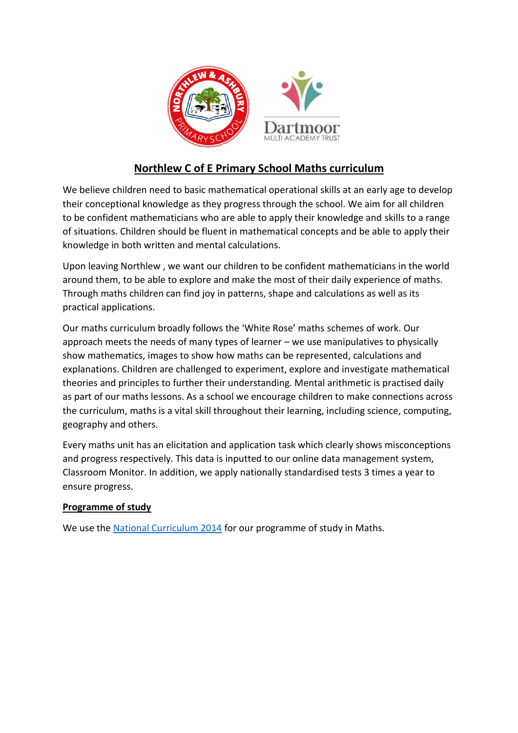# Northlew C of E Primary School Maths curriculum

We believe children need to basic mathematical operational skills at an early age to develop their conceptional knowledge as they progress through the school. We aim for all children to be confident mathematicians who are able to apply their knowledge and skills to a range of situations. Children should be fluent in mathematical concepts and be able to apply their knowledge in both written and mental calculations.

Upon leaving Northlew , we want our children to be confident mathematicians in the world around them, to be able to explore and make the most of their daily experience of maths. Through maths children can find joy in patterns, shape and calculations as well as its practical applications.

Our maths curriculum broadly follows the 'White Rose' maths schemes of work. Our approach meets the needs of many types of learner – we use manipulatives to physically show mathematics, images to show how maths can be represented, calculations and explanations. Children are challenged to experiment, explore and investigate mathematical theories and principles to further their understanding. Mental arithmetic is practised daily as part of our maths lessons. As a school we encourage children to make connections across the curriculum, maths is a vital skill throughout their learning, including science, computing, geography and others.

Every maths unit has an elicitation and application task which clearly shows misconceptions and progress respectively. This data is inputted to our online data management system, Classroom Monitor. In addition, we apply nationally standardised tests 3 times a year to ensure progress.

## Programme of study

We use the National Curriculum 2014 for our programme of study in Maths.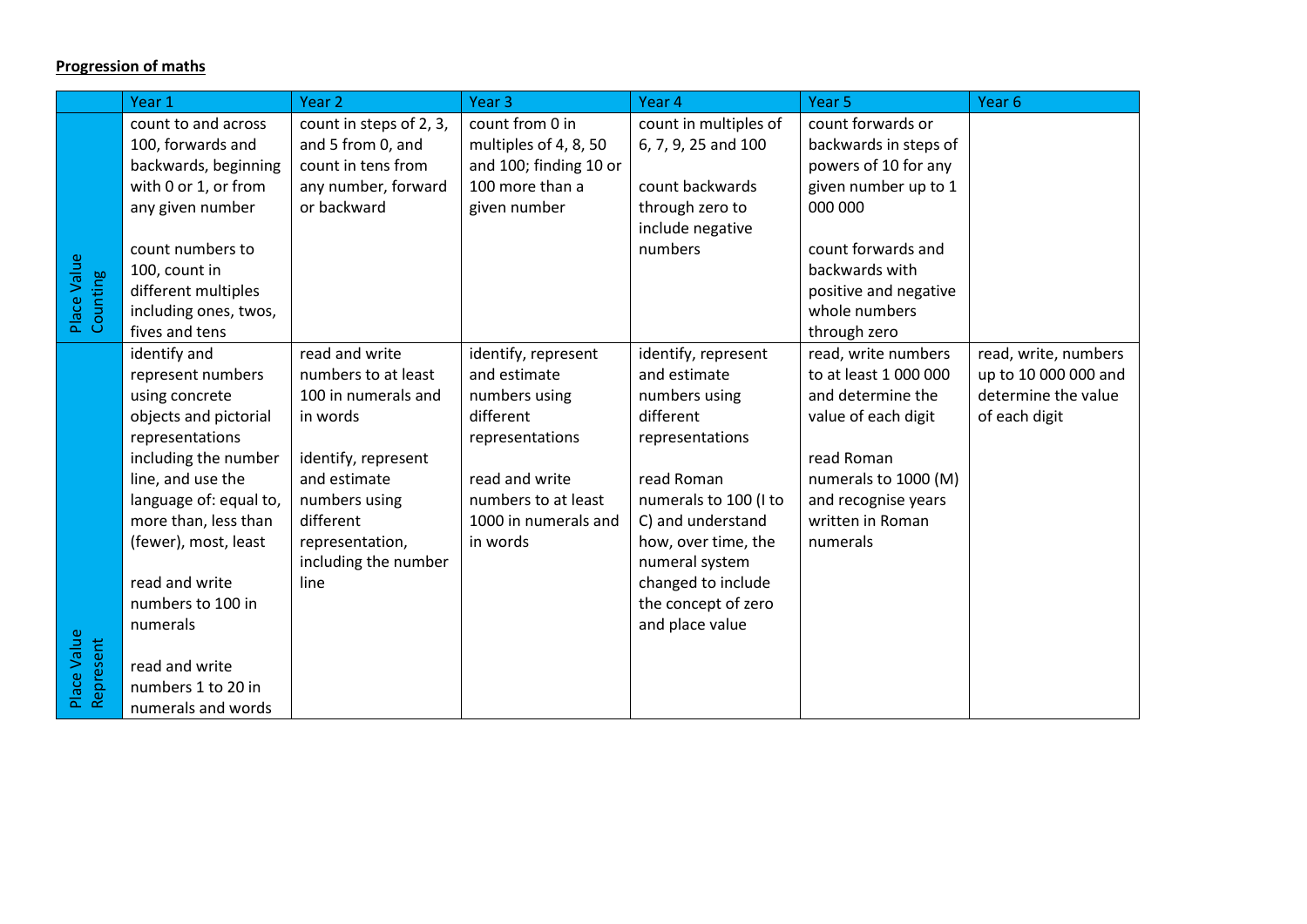**Progression of maths**

| | Year 1 | Year 2 | Year 3 | Year 4 | Year 5 | Year 6 |
|---|---|---|---|---|---|---|
| Place Value Counting | count to and across 100, forwards and backwards, beginning with 0 or 1, or from any given number<br><br>count numbers to 100, count in different multiples including ones, twos, fives and tens | count in steps of 2, 3, and 5 from 0, and count in tens from any number, forward or backward | count from 0 in multiples of 4, 8, 50 and 100; finding 10 or 100 more than a given number | count in multiples of 6, 7, 9, 25 and 100<br><br>count backwards through zero to include negative numbers | count forwards or backwards in steps of powers of 10 for any given number up to 1 000 000<br><br>count forwards and backwards with positive and negative whole numbers through zero | |
| Place Value Represent | identify and represent numbers using concrete objects and pictorial representations including the number line, and use the language of: equal to, more than, less than (fewer), most, least<br><br>read and write numbers to 100 in numerals<br><br>read and write numbers 1 to 20 in numerals and words | read and write numbers to at least 100 in numerals and in words<br><br>identify, represent and estimate numbers using different representation, including the number line | identify, represent and estimate numbers using different representations<br><br>read and write numbers to at least 1000 in numerals and in words | identify, represent and estimate numbers using different representations<br><br>read Roman numerals to 100 (I to C) and understand how, over time, the numeral system changed to include the concept of zero and place value | read, write numbers to at least 1 000 000 and determine the value of each digit<br><br>read Roman numerals to 1000 (M) and recognise years written in Roman numerals | read, write, numbers up to 10 000 000 and determine the value of each digit |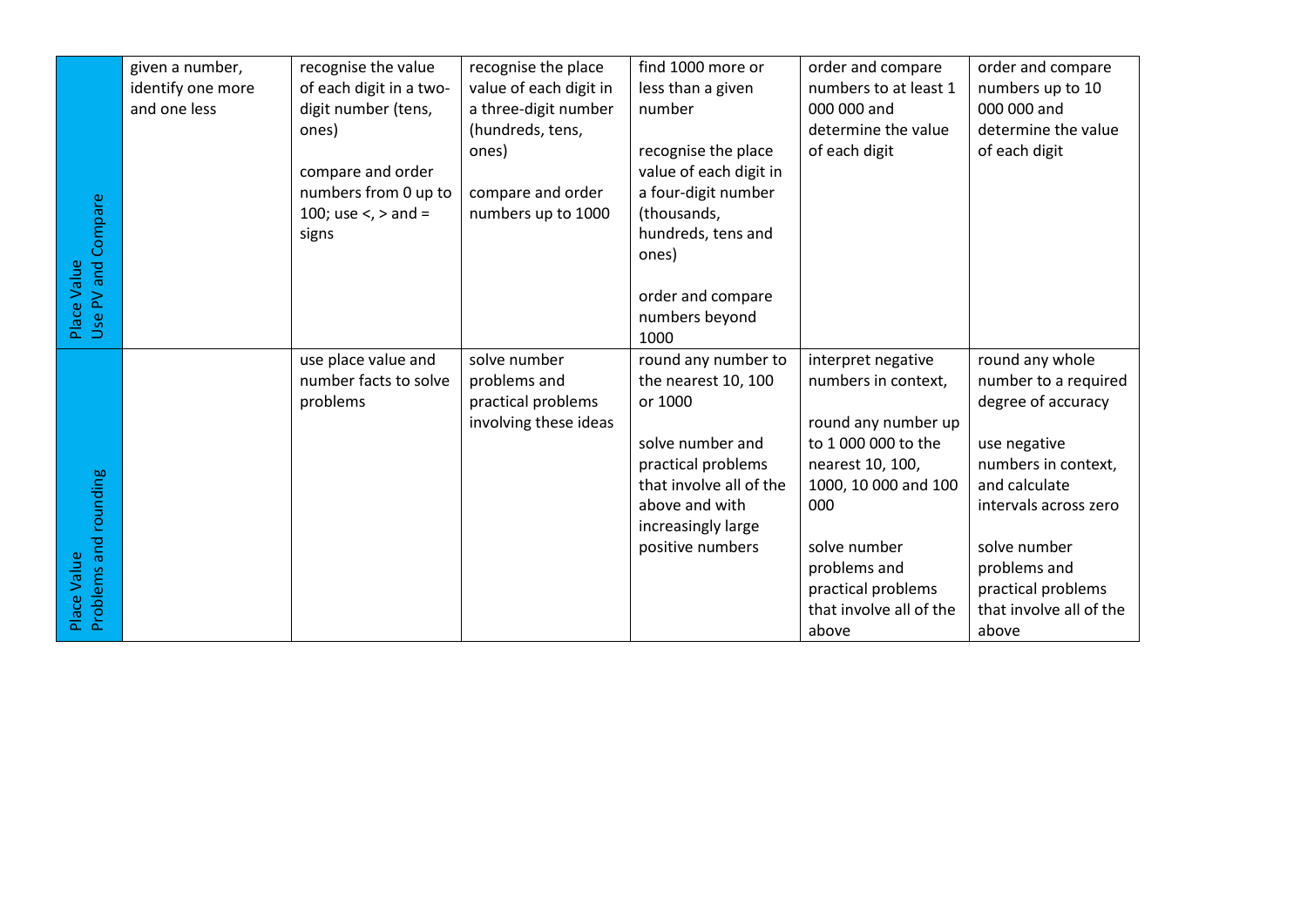| Place Value Use PV and Compare | given a number, identify one more and one less | recognise the value of each digit in a two-digit number (tens, ones)<br><br>compare and order numbers from 0 up to 100; use <, > and = signs | recognise the place value of each digit in a three-digit number (hundreds, tens, ones)<br><br>compare and order numbers up to 1000 | find 1000 more or less than a given number<br><br>recognise the place value of each digit in a four-digit number (thousands, hundreds, tens and ones)<br><br>order and compare numbers beyond 1000 | order and compare numbers to at least 1 000 000 and determine the value of each digit | order and compare numbers up to 10 000 000 and determine the value of each digit |
|---|---|---|---|---|---|---|
| Place Value Problems and rounding | | use place value and number facts to solve problems | solve number problems and practical problems involving these ideas | round any number to the nearest 10, 100 or 1000<br><br>solve number and practical problems that involve all of the above and with increasingly large positive numbers | interpret negative numbers in context,<br><br>round any number up to 1 000 000 to the nearest 10, 100, 1000, 10 000 and 100 000<br><br>solve number problems and practical problems that involve all of the above | round any whole number to a required degree of accuracy<br><br>use negative numbers in context, and calculate intervals across zero<br><br>solve number problems and practical problems that involve all of the above |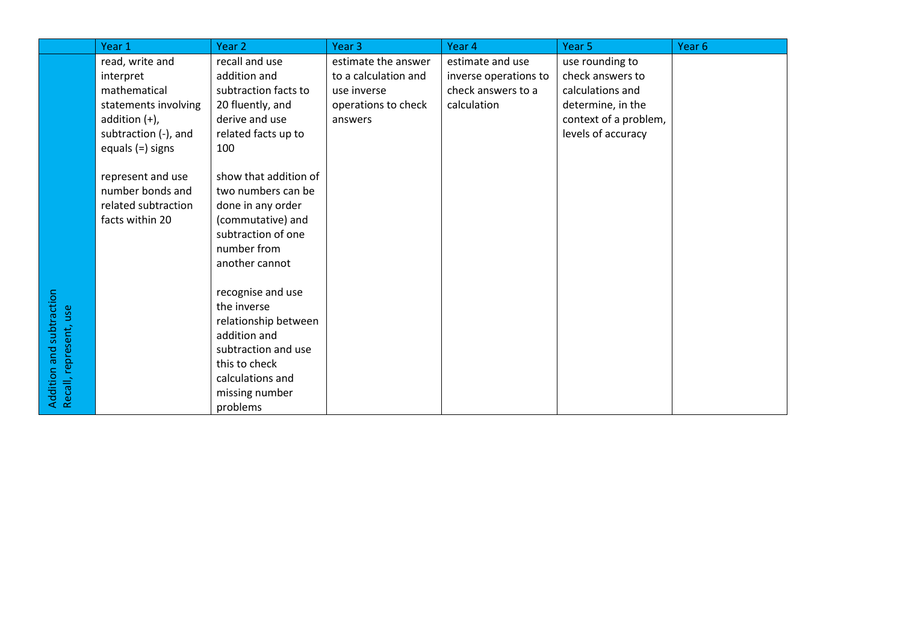| | Year 1 | Year 2 | Year 3 | Year 4 | Year 5 | Year 6 |
|---|---|---|---|---|---|---|
| Addition and subtraction<br>Recall, represent, use | read, write and interpret mathematical statements involving addition (+), subtraction (-), and equals (=) signs<br><br>represent and use number bonds and related subtraction facts within 20 | recall and use addition and subtraction facts to 20 fluently, and derive and use related facts up to 100<br><br>show that addition of two numbers can be done in any order (commutative) and subtraction of one number from another cannot<br><br>recognise and use the inverse relationship between addition and subtraction and use this to check calculations and missing number problems | estimate the answer to a calculation and use inverse operations to check answers | estimate and use inverse operations to check answers to a calculation | use rounding to check answers to calculations and determine, in the context of a problem, levels of accuracy | |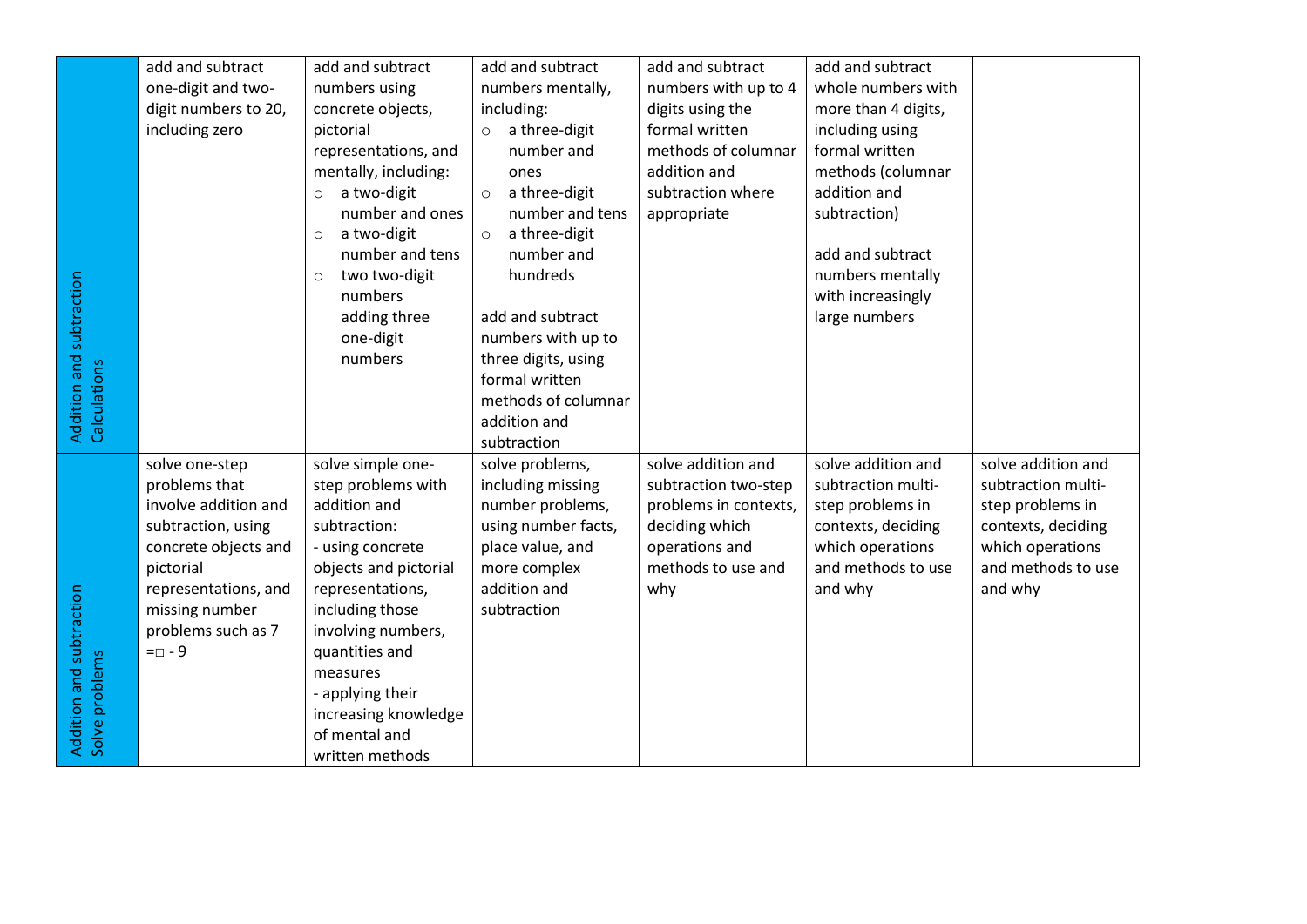| | | | | | | |
|---|---|---|---|---|---|---|
| Addition and subtraction Calculations | add and subtract one-digit and two-digit numbers to 20, including zero | add and subtract numbers using concrete objects, pictorial representations, and mentally, including:<br>○ a two-digit number and ones<br>○ a two-digit number and tens<br>○ two two-digit numbers adding three one-digit numbers | add and subtract numbers mentally, including:<br>○ a three-digit number and ones<br>○ a three-digit number and tens<br>○ a three-digit number and hundreds<br><br>add and subtract numbers with up to three digits, using formal written methods of columnar addition and subtraction | add and subtract numbers with up to 4 digits using the formal written methods of columnar addition and subtraction where appropriate | add and subtract whole numbers with more than 4 digits, including using formal written methods (columnar addition and subtraction)<br><br>add and subtract numbers mentally with increasingly large numbers | |
| Addition and subtraction Solve problems | solve one-step problems that involve addition and subtraction, using concrete objects and pictorial representations, and missing number problems such as 7 =□ - 9 | solve simple one-step problems with addition and subtraction:<br>- using concrete objects and pictorial representations, including those involving numbers, quantities and measures<br>- applying their increasing knowledge of mental and written methods | solve problems, including missing number problems, using number facts, place value, and more complex addition and subtraction | solve addition and subtraction two-step problems in contexts, deciding which operations and methods to use and why | solve addition and subtraction multi-step problems in contexts, deciding which operations and methods to use and why | solve addition and subtraction multi-step problems in contexts, deciding which operations and methods to use and why |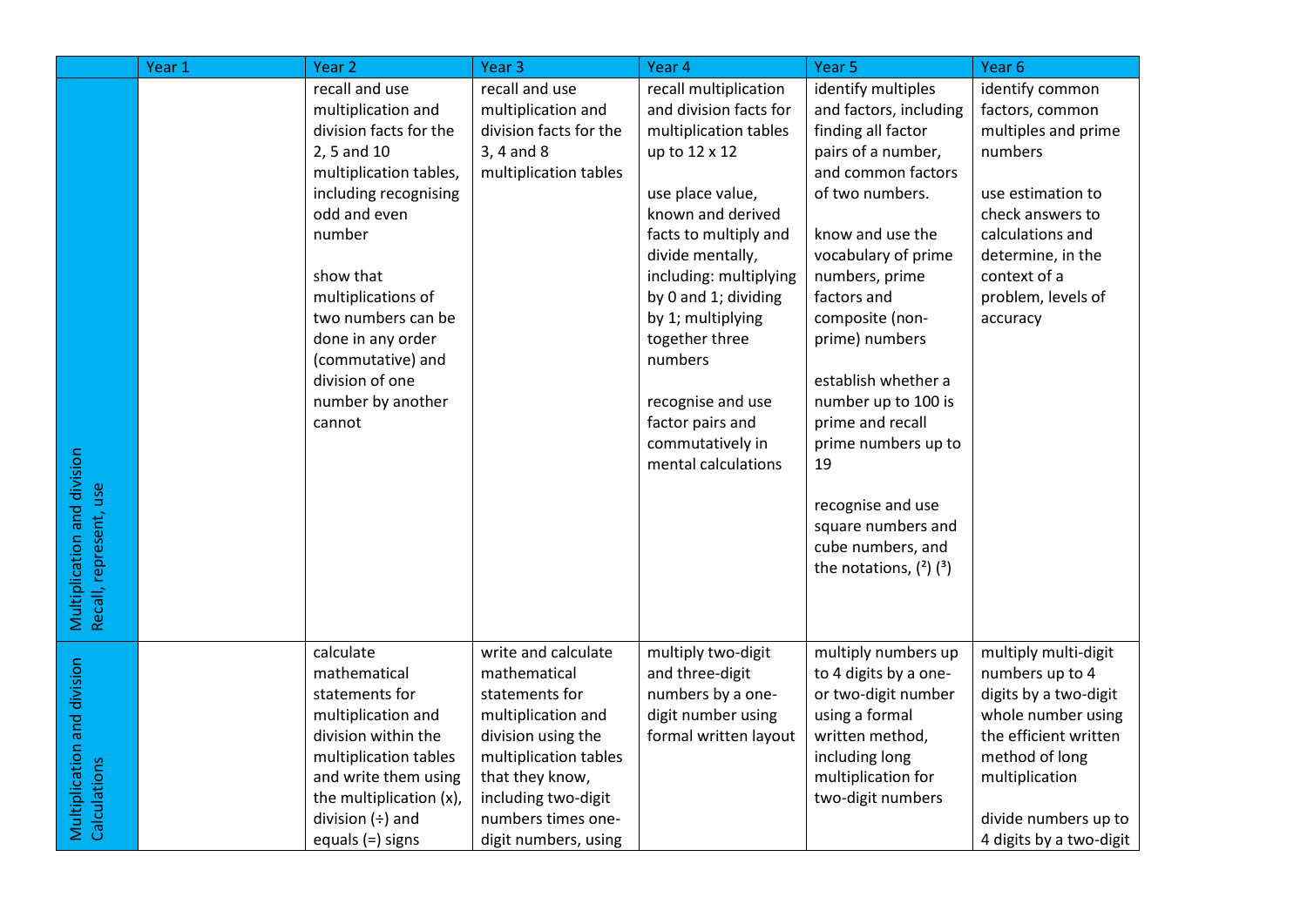| | Year 1 | Year 2 | Year 3 | Year 4 | Year 5 | Year 6 |
|---|---|---|---|---|---|---|
| Multiplication and division Recall, represent, use | | recall and use multiplication and division facts for the 2, 5 and 10 multiplication tables, including recognising odd and even number<br><br>show that multiplications of two numbers can be done in any order (commutative) and division of one number by another cannot | recall and use multiplication and division facts for the 3, 4 and 8 multiplication tables | recall multiplication and division facts for multiplication tables up to 12 x 12<br><br>use place value, known and derived facts to multiply and divide mentally, including: multiplying by 0 and 1; dividing by 1; multiplying together three numbers<br><br>recognise and use factor pairs and commutatively in mental calculations | identify multiples and factors, including finding all factor pairs of a number, and common factors of two numbers.<br><br>know and use the vocabulary of prime numbers, prime factors and composite (non-prime) numbers<br><br>establish whether a number up to 100 is prime and recall prime numbers up to 19<br><br>recognise and use square numbers and cube numbers, and the notations, $(^2)$ $(^3)$ | identify common factors, common multiples and prime numbers<br><br>use estimation to check answers to calculations and determine, in the context of a problem, levels of accuracy |
| Multiplication and division Calculations | | calculate mathematical statements for multiplication and division within the multiplication tables and write them using the multiplication (x), division (÷) and equals (=) signs | write and calculate mathematical statements for multiplication and division using the multiplication tables that they know, including two-digit numbers times one-digit numbers, using | multiply two-digit and three-digit numbers by a one-digit number using formal written layout | multiply numbers up to 4 digits by a one- or two-digit number using a formal written method, including long multiplication for two-digit numbers | multiply multi-digit numbers up to 4 digits by a two-digit whole number using the efficient written method of long multiplication<br><br>divide numbers up to 4 digits by a two-digit |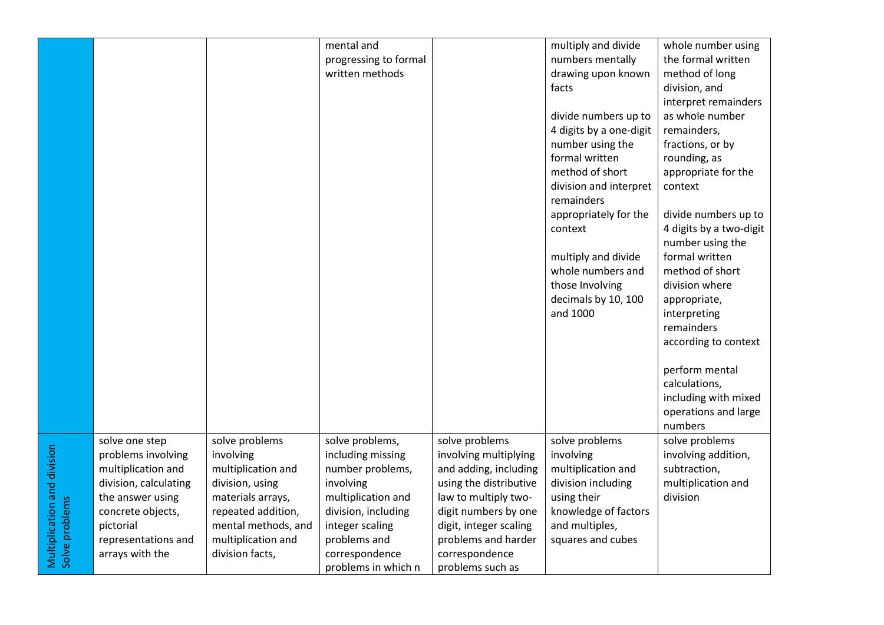| | | | | | | |
|---|---|---|---|---|---|---|
| | | | mental and progressing to formal written methods | | multiply and divide numbers mentally drawing upon known facts<br><br>divide numbers up to 4 digits by a one-digit number using the formal written method of short division and interpret remainders appropriately for the context<br><br>multiply and divide whole numbers and those Involving decimals by 10, 100 and 1000 | whole number using the formal written method of long division, and interpret remainders as whole number remainders, fractions, or by rounding, as appropriate for the context<br><br>divide numbers up to 4 digits by a two-digit number using the formal written method of short division where appropriate, interpreting remainders according to context<br><br>perform mental calculations, including with mixed operations and large numbers |
| Multiplication and division<br>Solve problems | solve one step problems involving multiplication and division, calculating the answer using concrete objects, pictorial representations and arrays with the | solve problems involving multiplication and division, using materials arrays, repeated addition, mental methods, and multiplication and division facts, | solve problems, including missing number problems, involving multiplication and division, including integer scaling problems and correspondence problems in which n | solve problems involving multiplying and adding, including using the distributive law to multiply two-digit numbers by one digit, integer scaling problems and harder correspondence problems such as | solve problems involving multiplication and division including using their knowledge of factors and multiples, squares and cubes | solve problems involving addition, subtraction, multiplication and division |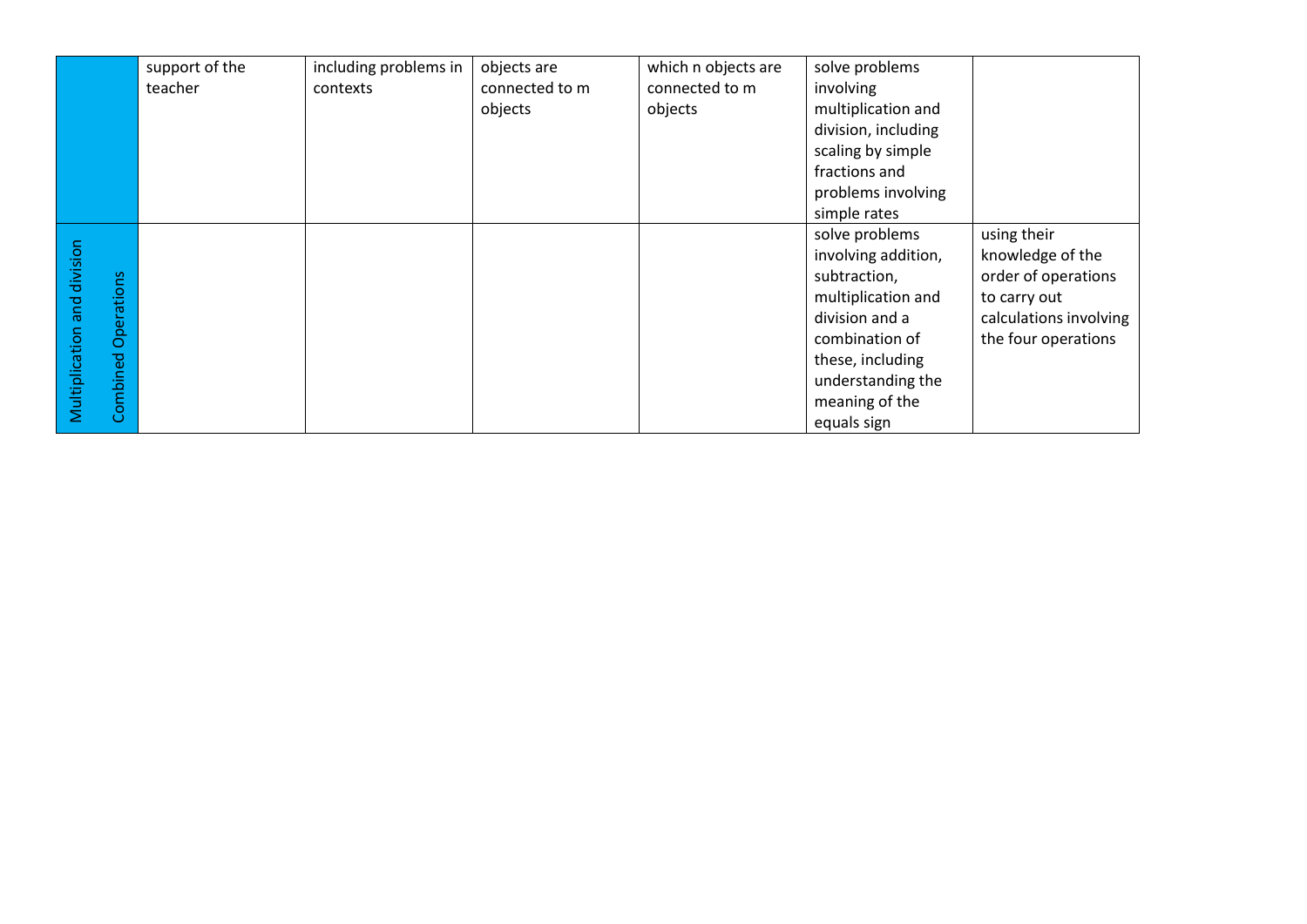| | | | | | | |
|---|---|---|---|---|---|---|
| | support of the teacher | including problems in contexts | objects are connected to m objects | which n objects are connected to m objects | solve problems involving multiplication and division, including scaling by simple fractions and problems involving simple rates | |
| Multiplication and division<br>Combined Operations | | | | | solve problems involving addition, subtraction, multiplication and division and a combination of these, including understanding the meaning of the equals sign | using their knowledge of the order of operations to carry out calculations involving the four operations |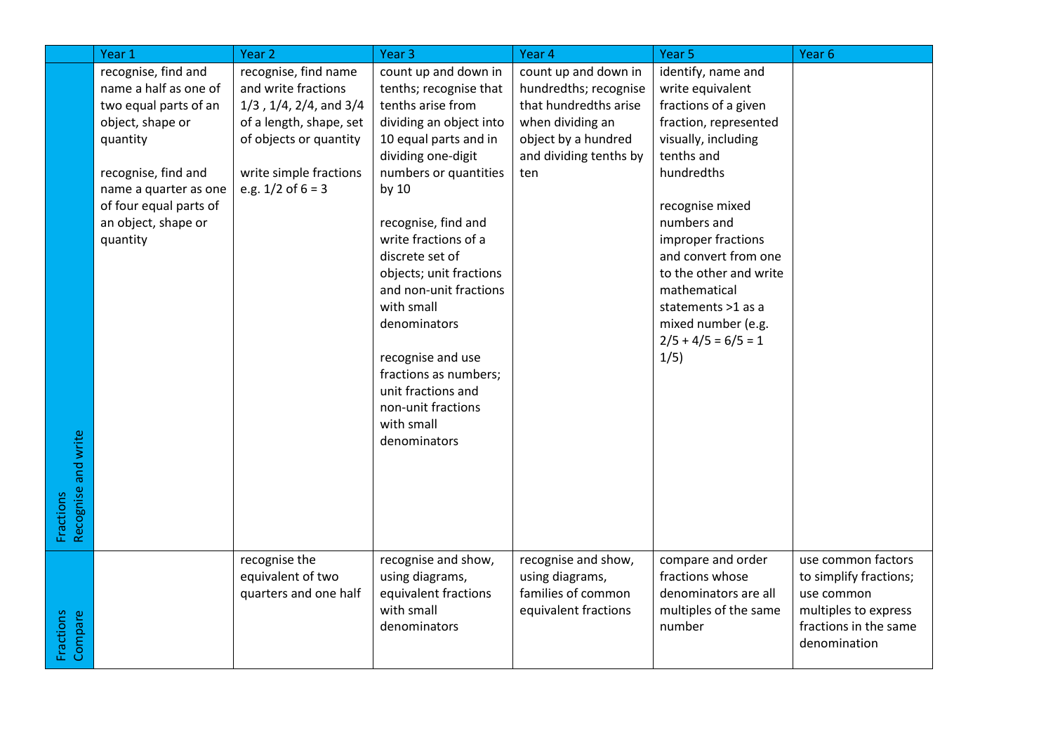| | Year 1 | Year 2 | Year 3 | Year 4 | Year 5 | Year 6 |
|---|---|---|---|---|---|---|
| Fractions Recognise and write | recognise, find and name a half as one of two equal parts of an object, shape or quantity<br><br>recognise, find and name a quarter as one of four equal parts of an object, shape or quantity | recognise, find name and write fractions 1/3 , 1/4, 2/4, and 3/4 of a length, shape, set of objects or quantity<br><br>write simple fractions e.g. 1/2 of 6 = 3 | count up and down in tenths; recognise that tenths arise from dividing an object into 10 equal parts and in dividing one-digit numbers or quantities by 10<br><br>recognise, find and write fractions of a discrete set of objects; unit fractions and non-unit fractions with small denominators<br><br>recognise and use fractions as numbers; unit fractions and non-unit fractions with small denominators | count up and down in hundredths; recognise that hundredths arise when dividing an object by a hundred and dividing tenths by ten | identify, name and write equivalent fractions of a given fraction, represented visually, including tenths and hundredths<br><br>recognise mixed numbers and improper fractions and convert from one to the other and write mathematical statements >1 as a mixed number (e.g. 2/5 + 4/5 = 6/5 = 1 1/5) | |
| Fractions Compare | | recognise the equivalent of two quarters and one half | recognise and show, using diagrams, equivalent fractions with small denominators | recognise and show, using diagrams, families of common equivalent fractions | compare and order fractions whose denominators are all multiples of the same number | use common factors to simplify fractions; use common multiples to express fractions in the same denomination |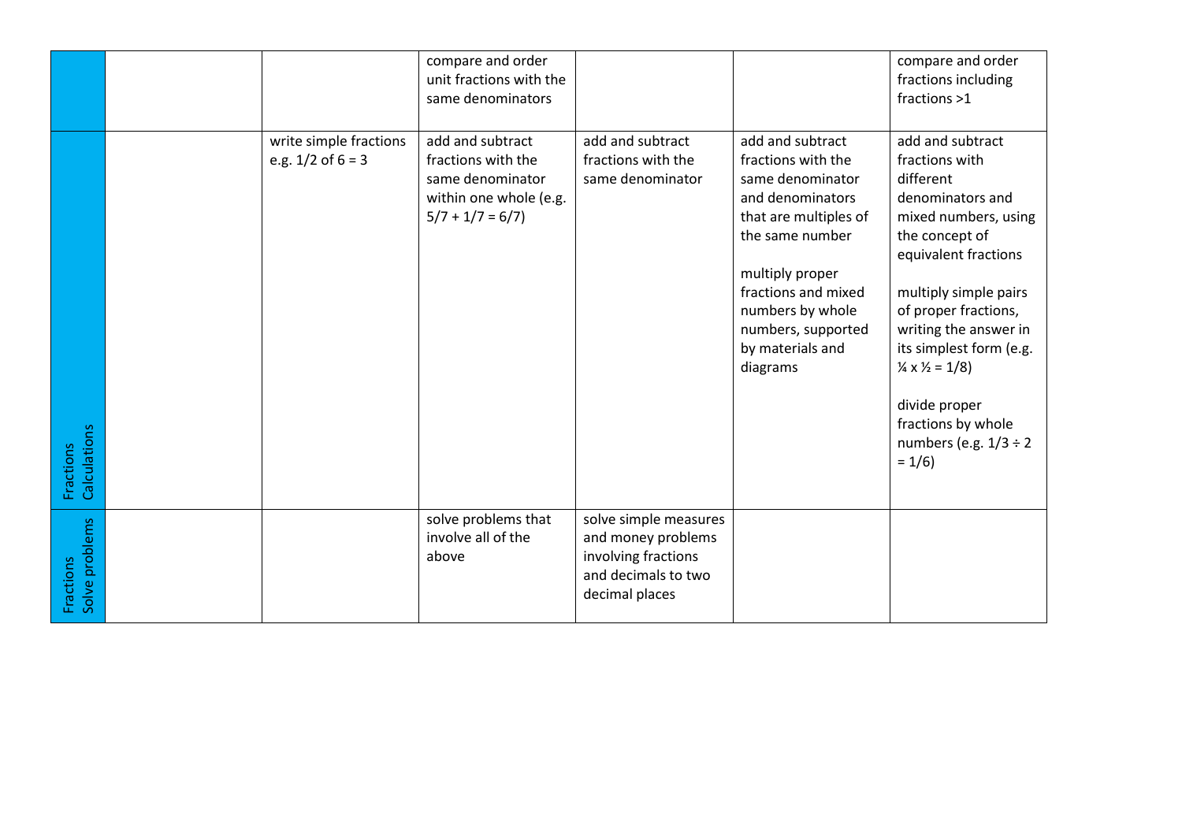| | | | | | | |
|---|---|---|---|---|---|---|
| | | | compare and order unit fractions with the same denominators | | | compare and order fractions including fractions >1 |
| Fractions Calculations | | write simple fractions e.g. 1/2 of 6 = 3 | add and subtract fractions with the same denominator within one whole (e.g. 5/7 + 1/7 = 6/7) | add and subtract fractions with the same denominator | add and subtract fractions with the same denominator and denominators that are multiples of the same number<br><br>multiply proper fractions and mixed numbers by whole numbers, supported by materials and diagrams | add and subtract fractions with different denominators and mixed numbers, using the concept of equivalent fractions<br><br>multiply simple pairs of proper fractions, writing the answer in its simplest form (e.g. ¼ x ½ = 1/8)<br><br>divide proper fractions by whole numbers (e.g. 1/3 ÷ 2 = 1/6) |
| Fractions Solve problems | | | solve problems that involve all of the above | solve simple measures and money problems involving fractions and decimals to two decimal places | | |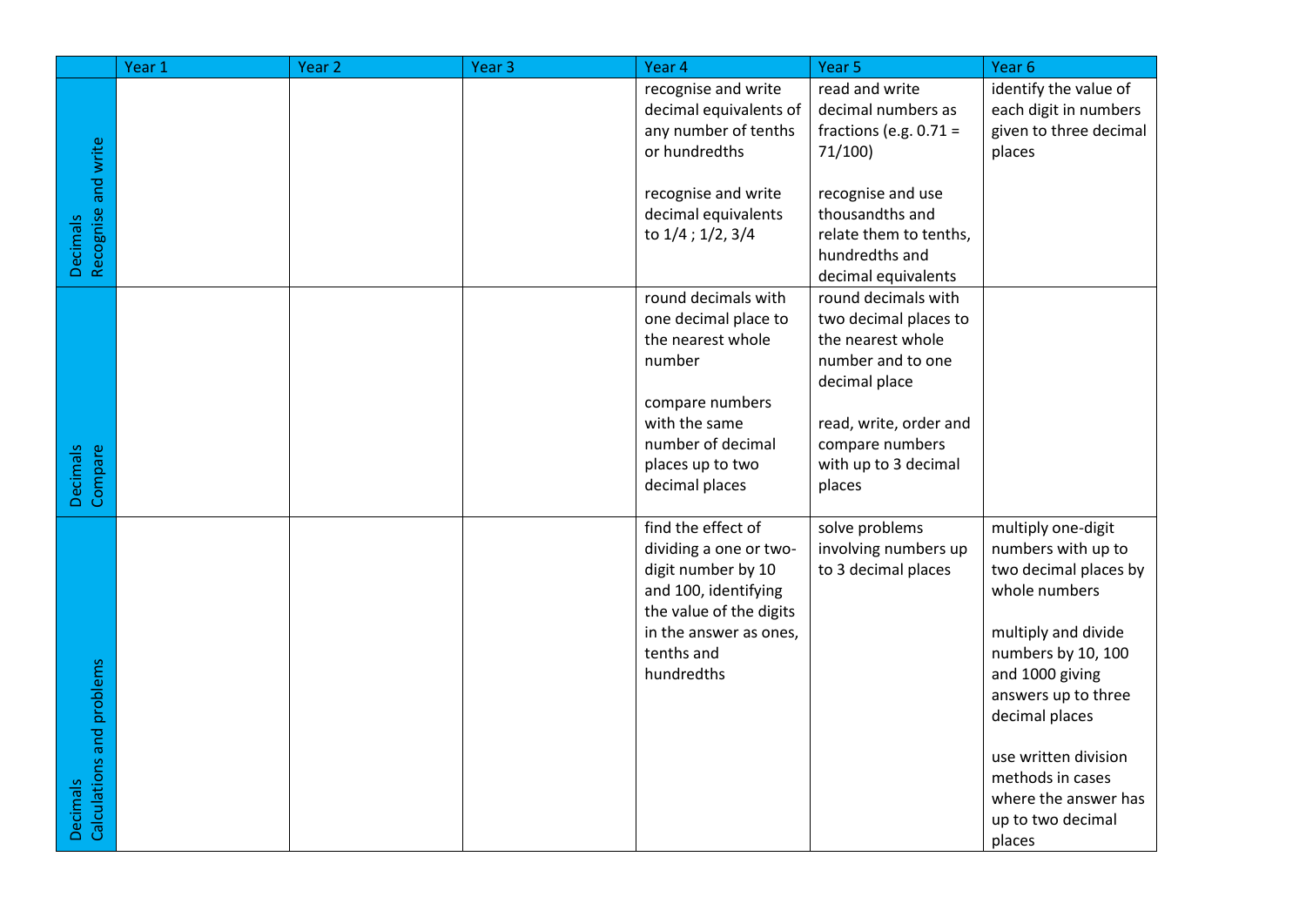| | Year 1 | Year 2 | Year 3 | Year 4 | Year 5 | Year 6 |
|---|---|---|---|---|---|---|
| Decimals Recognise and write | | | | recognise and write decimal equivalents of any number of tenths or hundredths<br><br>recognise and write decimal equivalents to 1/4 ; 1/2, 3/4 | read and write decimal numbers as fractions (e.g. 0.71 = 71/100)<br><br>recognise and use thousandths and relate them to tenths, hundredths and decimal equivalents | identify the value of each digit in numbers given to three decimal places |
| Decimals Compare | | | | round decimals with one decimal place to the nearest whole number<br><br>compare numbers with the same number of decimal places up to two decimal places | round decimals with two decimal places to the nearest whole number and to one decimal place<br><br>read, write, order and compare numbers with up to 3 decimal places | |
| Decimals Calculations and problems | | | | find the effect of dividing a one or two-digit number by 10 and 100, identifying the value of the digits in the answer as ones, tenths and hundredths | solve problems involving numbers up to 3 decimal places | multiply one-digit numbers with up to two decimal places by whole numbers<br><br>multiply and divide numbers by 10, 100 and 1000 giving answers up to three decimal places<br><br>use written division methods in cases where the answer has up to two decimal places |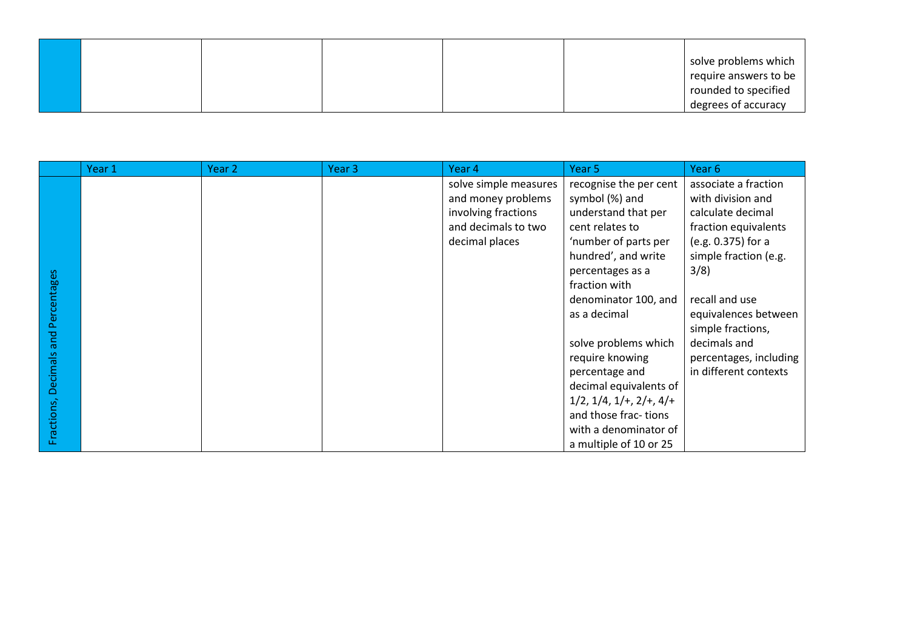| | | | | | | |
|---|---|---|---|---|---|---|
| | | | | | | solve problems which require answers to be rounded to specified degrees of accuracy |

| | Year 1 | Year 2 | Year 3 | Year 4 | Year 5 | Year 6 |
|---|---|---|---|---|---|---|
| Fractions, Decimals and Percentages | | | | solve simple measures and money problems involving fractions and decimals to two decimal places | recognise the per cent symbol (%) and understand that per cent relates to 'number of parts per hundred', and write percentages as a fraction with denominator 100, and as a decimal<br><br>solve problems which require knowing percentage and decimal equivalents of 1/2, 1/4, 1/+, 2/+, 4/+ and those frac- tions with a denominator of a multiple of 10 or 25 | associate a fraction with division and calculate decimal fraction equivalents (e.g. 0.375) for a simple fraction (e.g. 3/8)<br><br>recall and use equivalences between simple fractions, decimals and percentages, including in different contexts |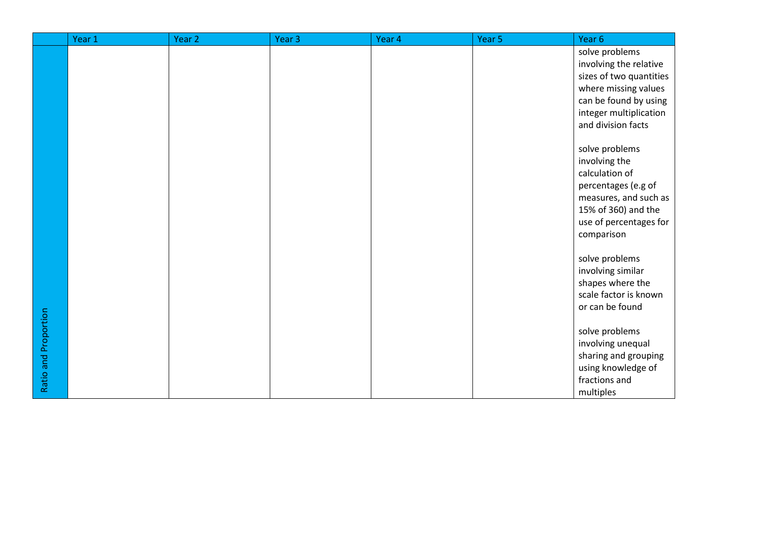|  | Year 1 | Year 2 | Year 3 | Year 4 | Year 5 | Year 6 |
|---|---|---|---|---|---|---|
| Ratio and Proportion |  |  |  |  |  | solve problems involving the relative sizes of two quantities where missing values can be found by using integer multiplication and division facts<br><br>solve problems involving the calculation of percentages (e.g of measures, and such as 15% of 360) and the use of percentages for comparison<br><br>solve problems involving similar shapes where the scale factor is known or can be found<br><br>solve problems involving unequal sharing and grouping using knowledge of fractions and multiples |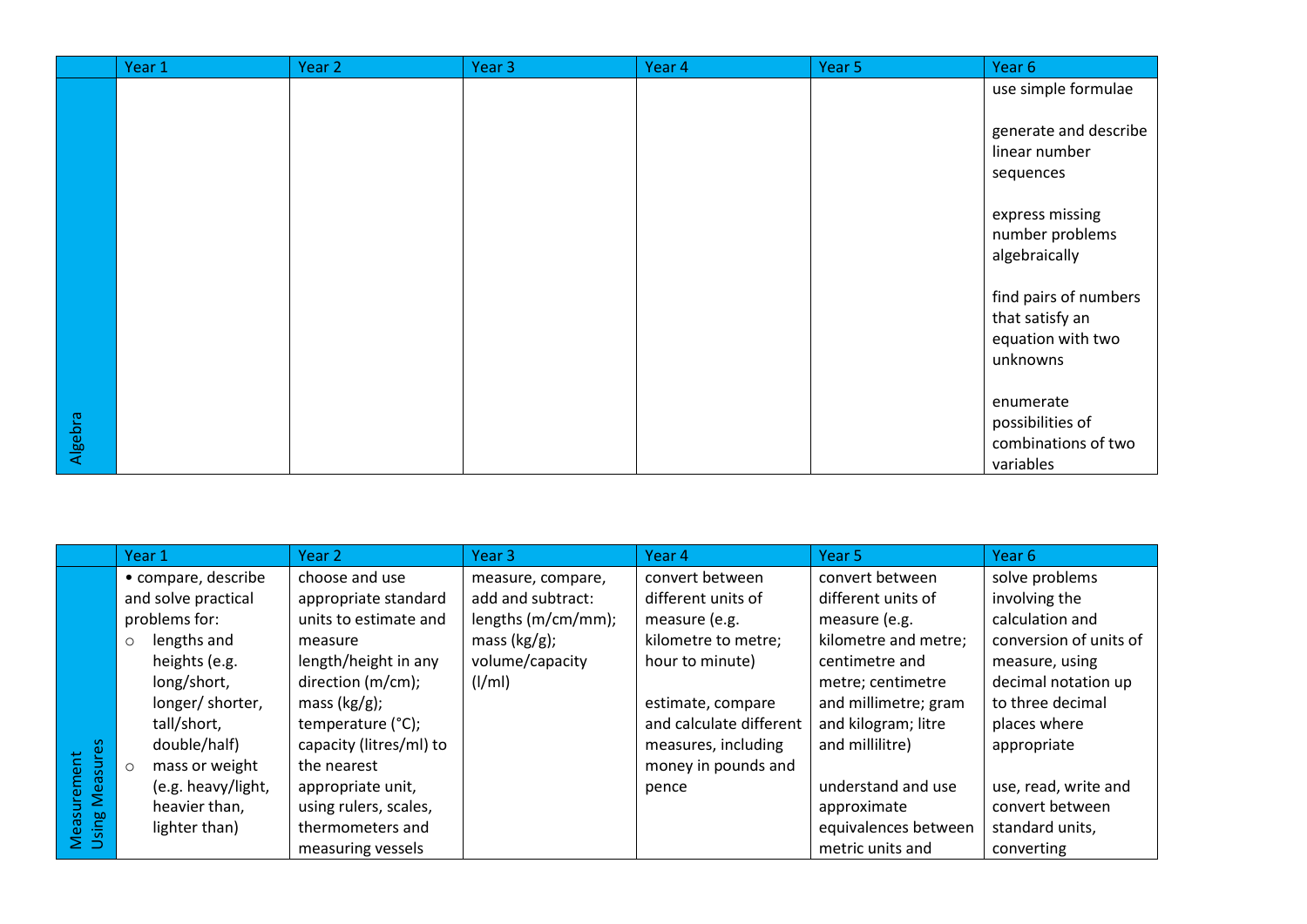|  | Year 1 | Year 2 | Year 3 | Year 4 | Year 5 | Year 6 |
|---|---|---|---|---|---|---|
| Algebra |  |  |  |  |  | use simple formulae<br><br>generate and describe linear number sequences<br><br>express missing number problems algebraically<br><br>find pairs of numbers that satisfy an equation with two unknowns<br><br>enumerate possibilities of combinations of two variables |

|  | Year 1 | Year 2 | Year 3 | Year 4 | Year 5 | Year 6 |
|---|---|---|---|---|---|---|
| Measurement Using Measures | • compare, describe and solve practical problems for:<br>○ lengths and heights (e.g. long/short, longer/ shorter, tall/short, double/half)<br>○ mass or weight (e.g. heavy/light, heavier than, lighter than) | choose and use appropriate standard units to estimate and measure length/height in any direction (m/cm); mass (kg/g); temperature (°C); capacity (litres/ml) to the nearest appropriate unit, using rulers, scales, thermometers and measuring vessels | measure, compare, add and subtract: lengths (m/cm/mm); mass (kg/g); volume/capacity (l/ml) | convert between different units of measure (e.g. kilometre to metre; hour to minute)<br><br>estimate, compare and calculate different measures, including money in pounds and pence | convert between different units of measure (e.g. kilometre and metre; centimetre and metre; centimetre and millimetre; gram and kilogram; litre and millilitre)<br><br>understand and use approximate equivalences between metric units and | solve problems involving the calculation and conversion of units of measure, using decimal notation up to three decimal places where appropriate<br><br>use, read, write and convert between standard units, converting |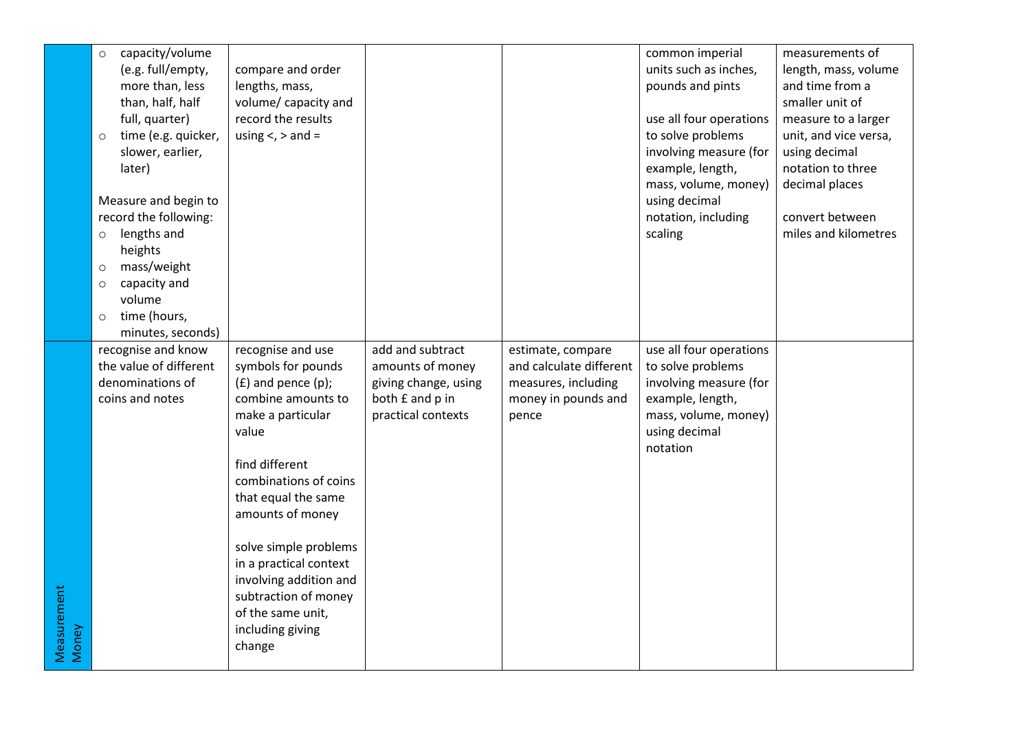| | | | | | | |
|---|---|---|---|---|---|---|
| | ○ capacity/volume (e.g. full/empty, more than, less than, half, half full, quarter)<br>○ time (e.g. quicker, slower, earlier, later)<br><br>Measure and begin to record the following:<br>○ lengths and heights<br>○ mass/weight<br>○ capacity and volume<br>○ time (hours, minutes, seconds) | compare and order lengths, mass, volume/ capacity and record the results using <, > and = | | | common imperial units such as inches, pounds and pints<br><br>use all four operations to solve problems involving measure (for example, length, mass, volume, money) using decimal notation, including scaling | measurements of length, mass, volume and time from a smaller unit of measure to a larger unit, and vice versa, using decimal notation to three decimal places<br><br>convert between miles and kilometres |
| Measurement Money | recognise and know the value of different denominations of coins and notes | recognise and use symbols for pounds (£) and pence (p); combine amounts to make a particular value<br><br>find different combinations of coins that equal the same amounts of money<br><br>solve simple problems in a practical context involving addition and subtraction of money of the same unit, including giving change | add and subtract amounts of money giving change, using both £ and p in practical contexts | estimate, compare and calculate different measures, including money in pounds and pence | use all four operations to solve problems involving measure (for example, length, mass, volume, money) using decimal notation | |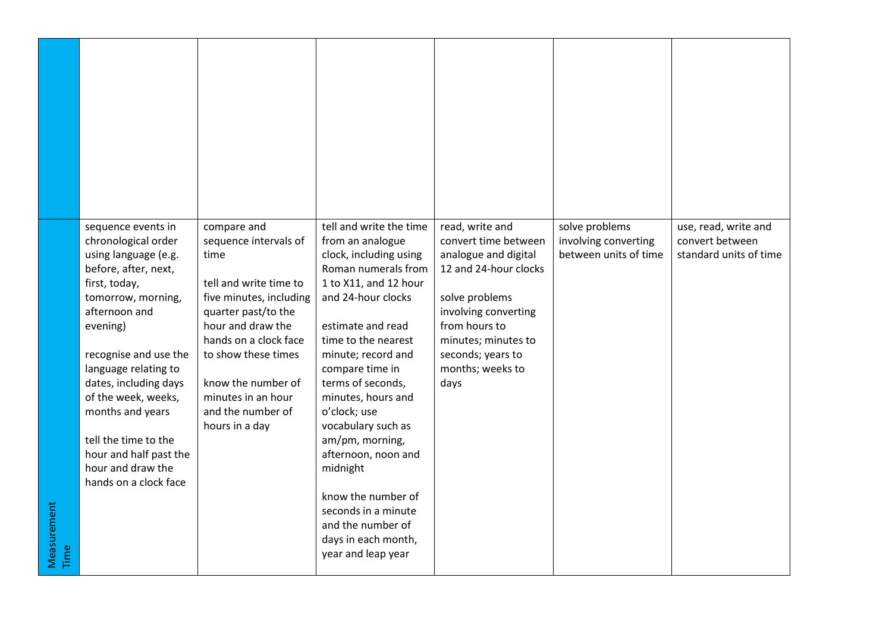| | | | | | | |
|---|---|---|---|---|---|---|
| | | | | | | |
| Measurement Time | sequence events in chronological order using language (e.g. before, after, next, first, today, tomorrow, morning, afternoon and evening)<br><br>recognise and use the language relating to dates, including days of the week, weeks, months and years<br><br>tell the time to the hour and half past the hour and draw the hands on a clock face | compare and sequence intervals of time<br><br>tell and write time to five minutes, including quarter past/to the hour and draw the hands on a clock face to show these times<br><br>know the number of minutes in an hour and the number of hours in a day | tell and write the time from an analogue clock, including using Roman numerals from 1 to X11, and 12 hour and 24-hour clocks<br><br>estimate and read time to the nearest minute; record and compare time in terms of seconds, minutes, hours and o'clock; use vocabulary such as am/pm, morning, afternoon, noon and midnight<br><br>know the number of seconds in a minute and the number of days in each month, year and leap year | read, write and convert time between analogue and digital 12 and 24-hour clocks<br><br>solve problems involving converting from hours to minutes; minutes to seconds; years to months; weeks to days | solve problems involving converting between units of time | use, read, write and convert between standard units of time |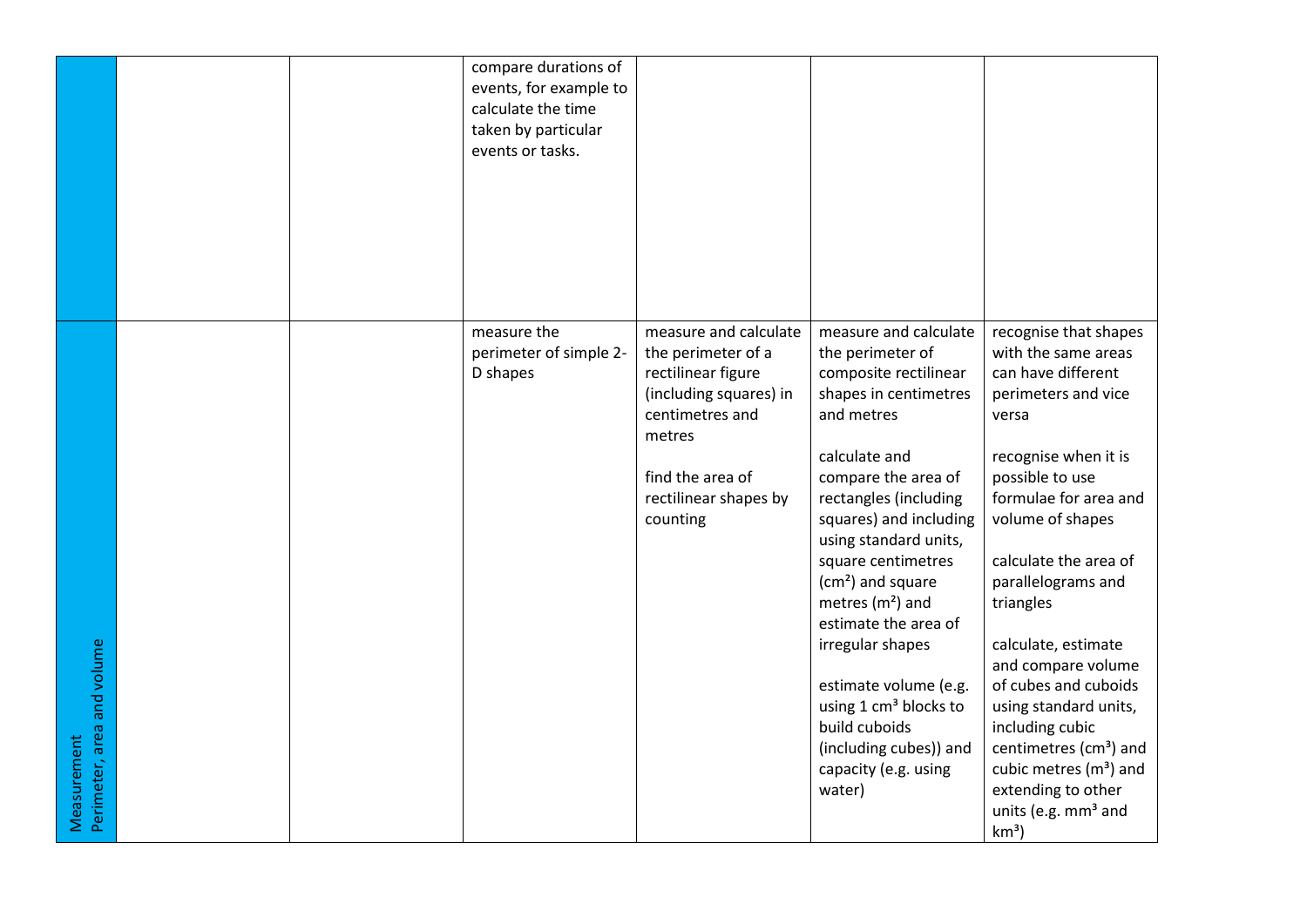| | | | | | | |
|---|---|---|---|---|---|---|
| | | | compare durations of events, for example to calculate the time taken by particular events or tasks. | | | |
| Measurement<br>Perimeter, area and volume | | | measure the perimeter of simple 2-D shapes | measure and calculate the perimeter of a rectilinear figure (including squares) in centimetres and metres<br><br>find the area of rectilinear shapes by counting | measure and calculate the perimeter of composite rectilinear shapes in centimetres and metres<br><br>calculate and compare the area of rectangles (including squares) and including using standard units, square centimetres ($cm^2$) and square metres ($m^2$) and estimate the area of irregular shapes<br><br>estimate volume (e.g. using 1 $cm^3$ blocks to build cuboids (including cubes)) and capacity (e.g. using water) | recognise that shapes with the same areas can have different perimeters and vice versa<br><br>recognise when it is possible to use formulae for area and volume of shapes<br><br>calculate the area of parallelograms and triangles<br><br>calculate, estimate and compare volume of cubes and cuboids using standard units, including cubic centimetres ($cm^3$) and cubic metres ($m^3$) and extending to other units (e.g. $mm^3$ and $km^3$) |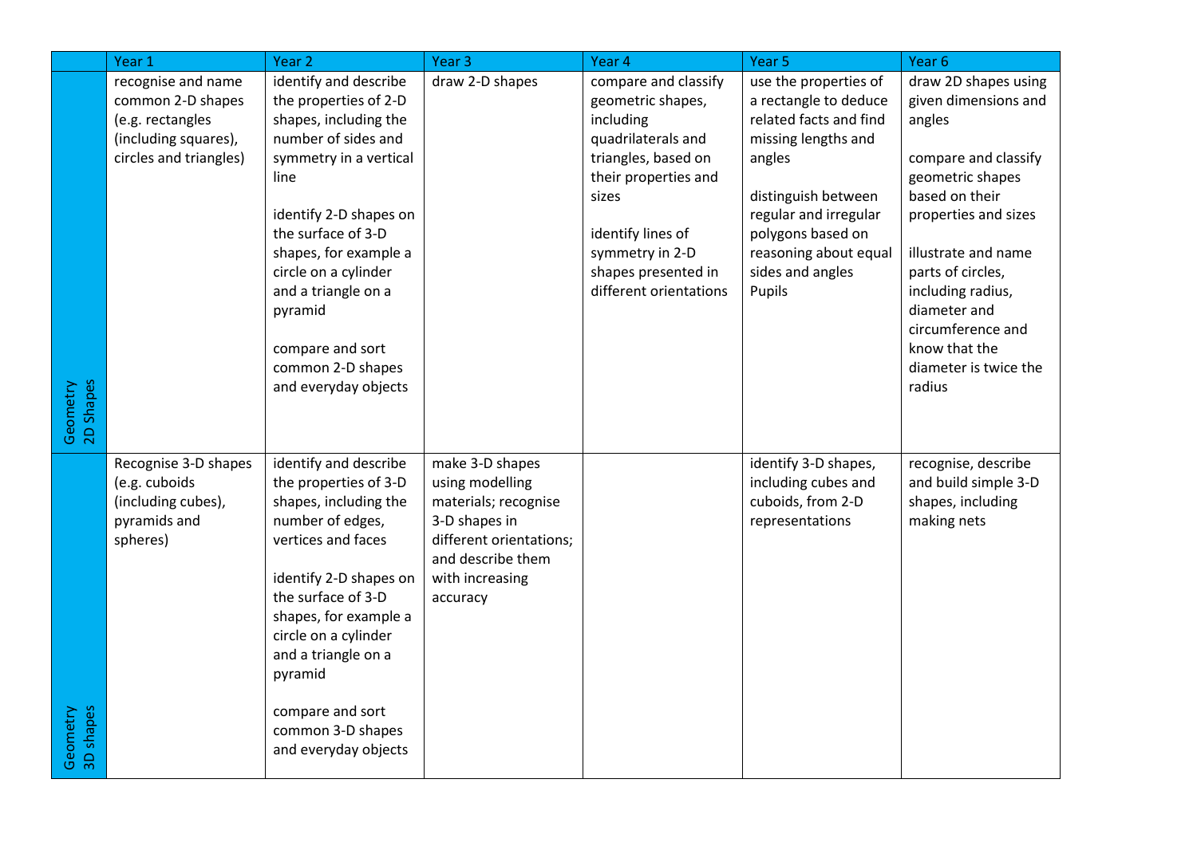| | Year 1 | Year 2 | Year 3 | Year 4 | Year 5 | Year 6 |
|---|---|---|---|---|---|---|
| Geometry 2D Shapes | recognise and name common 2-D shapes (e.g. rectangles (including squares), circles and triangles) | identify and describe the properties of 2-D shapes, including the number of sides and symmetry in a vertical line<br><br>identify 2-D shapes on the surface of 3-D shapes, for example a circle on a cylinder and a triangle on a pyramid<br><br>compare and sort common 2-D shapes and everyday objects | draw 2-D shapes | compare and classify geometric shapes, including quadrilaterals and triangles, based on their properties and sizes<br><br>identify lines of symmetry in 2-D shapes presented in different orientations | use the properties of a rectangle to deduce related facts and find missing lengths and angles<br><br>distinguish between regular and irregular polygons based on reasoning about equal sides and angles Pupils | draw 2D shapes using given dimensions and angles<br><br>compare and classify geometric shapes based on their properties and sizes<br><br>illustrate and name parts of circles, including radius, diameter and circumference and know that the diameter is twice the radius |
| Geometry 3D shapes | Recognise 3-D shapes (e.g. cuboids (including cubes), pyramids and spheres) | identify and describe the properties of 3-D shapes, including the number of edges, vertices and faces<br><br>identify 2-D shapes on the surface of 3-D shapes, for example a circle on a cylinder and a triangle on a pyramid<br><br>compare and sort common 3-D shapes and everyday objects | make 3-D shapes using modelling materials; recognise 3-D shapes in different orientations; and describe them with increasing accuracy | | identify 3-D shapes, including cubes and cuboids, from 2-D representations | recognise, describe and build simple 3-D shapes, including making nets |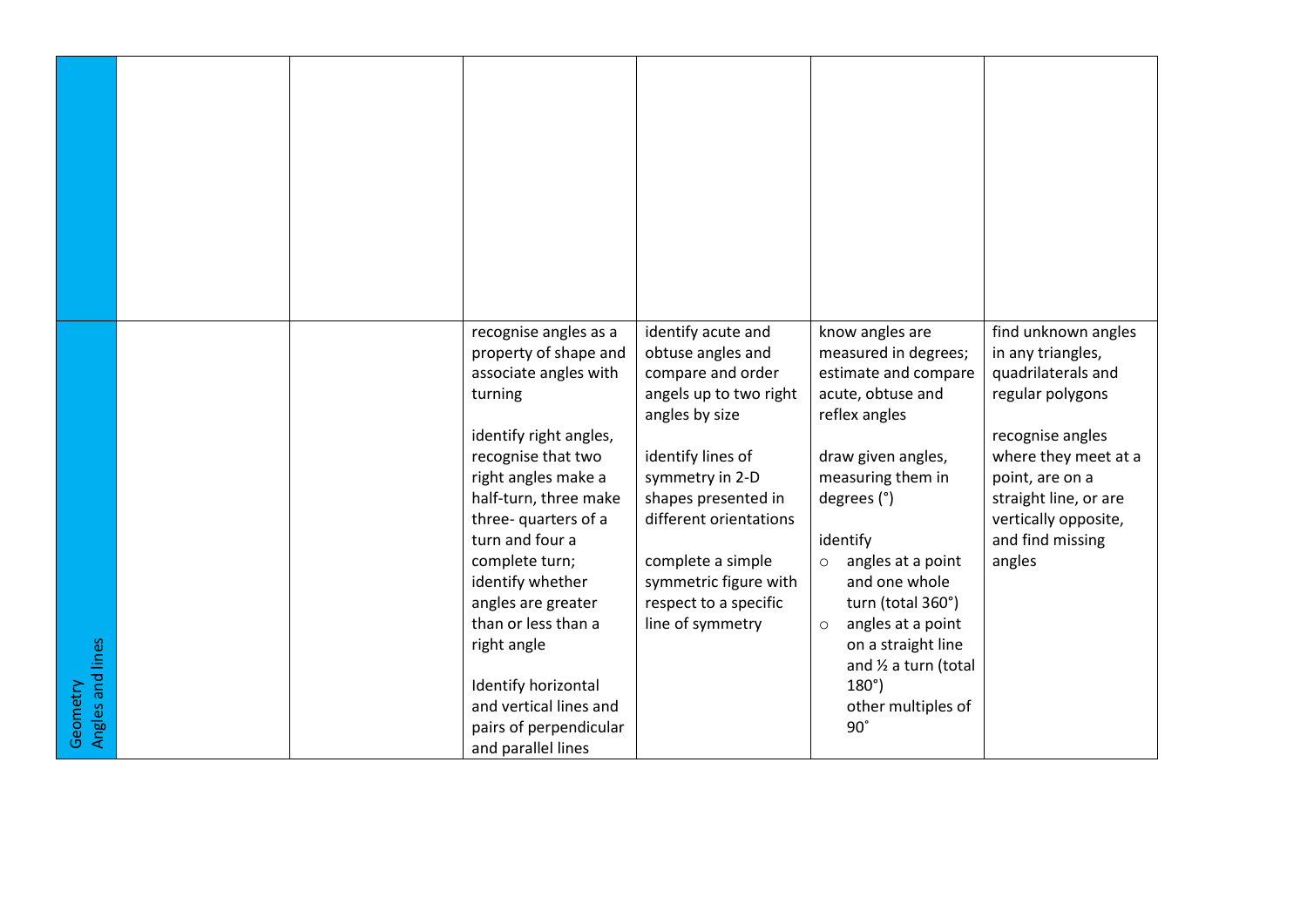| | | | | | | |
|---|---|---|---|---|---|---|
| | | | | | | |
| Geometry Angles and lines | | | recognise angles as a property of shape and associate angles with turning<br><br>identify right angles, recognise that two right angles make a half-turn, three make three- quarters of a turn and four a complete turn; identify whether angles are greater than or less than a right angle<br><br>Identify horizontal and vertical lines and pairs of perpendicular and parallel lines | identify acute and obtuse angles and compare and order angels up to two right angles by size<br><br>identify lines of symmetry in 2-D shapes presented in different orientations<br><br>complete a simple symmetric figure with respect to a specific line of symmetry | know angles are measured in degrees; estimate and compare acute, obtuse and reflex angles<br><br>draw given angles, measuring them in degrees (°)<br><br>identify<br>o angles at a point and one whole turn (total 360°)<br>o angles at a point on a straight line and ½ a turn (total 180°)<br>other multiples of 90˚ | find unknown angles in any triangles, quadrilaterals and regular polygons<br><br>recognise angles where they meet at a point, are on a straight line, or are vertically opposite, and find missing angles |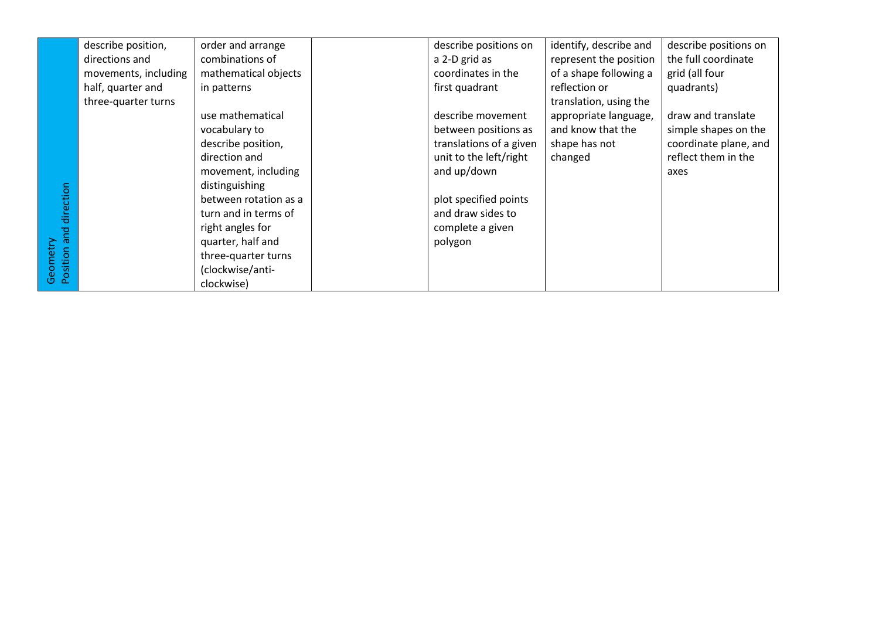| Geometry Position and direction | describe position, directions and movements, including half, quarter and three-quarter turns | order and arrange combinations of mathematical objects in patterns<br><br>use mathematical vocabulary to describe position, direction and movement, including distinguishing between rotation as a turn and in terms of right angles for quarter, half and three-quarter turns (clockwise/anti-clockwise) | | describe positions on a 2-D grid as coordinates in the first quadrant<br><br>describe movement between positions as translations of a given unit to the left/right and up/down<br><br>plot specified points and draw sides to complete a given polygon | identify, describe and represent the position of a shape following a reflection or translation, using the appropriate language, and know that the shape has not changed | describe positions on the full coordinate grid (all four quadrants)<br><br>draw and translate simple shapes on the coordinate plane, and reflect them in the axes |
|---|---|---|---|---|---|---|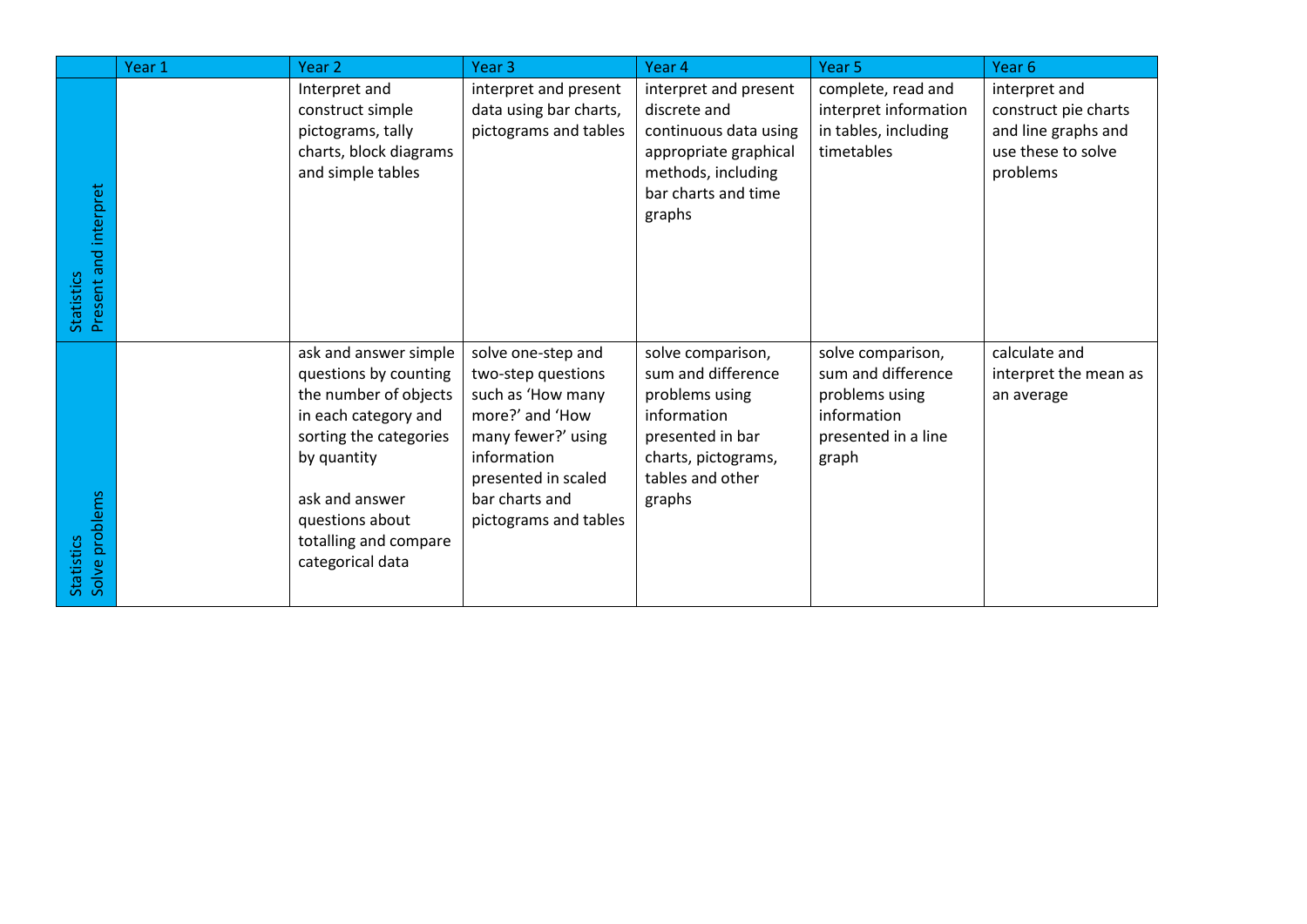| | Year 1 | Year 2 | Year 3 | Year 4 | Year 5 | Year 6 |
|---|---|---|---|---|---|---|
| Statistics Present and interpret | | Interpret and construct simple pictograms, tally charts, block diagrams and simple tables | interpret and present data using bar charts, pictograms and tables | interpret and present discrete and continuous data using appropriate graphical methods, including bar charts and time graphs | complete, read and interpret information in tables, including timetables | interpret and construct pie charts and line graphs and use these to solve problems |
| Statistics Solve problems | | ask and answer simple questions by counting the number of objects in each category and sorting the categories by quantity<br><br>ask and answer questions about totalling and compare categorical data | solve one-step and two-step questions such as 'How many more?' and 'How many fewer?' using information presented in scaled bar charts and pictograms and tables | solve comparison, sum and difference problems using information presented in bar charts, pictograms, tables and other graphs | solve comparison, sum and difference problems using information presented in a line graph | calculate and interpret the mean as an average |